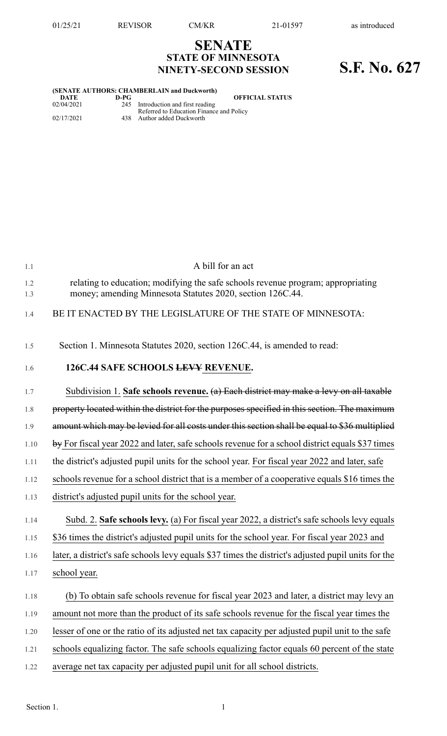01/25/21 REVISOR CM/KR 21-01597 as introduced

# SENATE
## STATE OF MINNESOTA
## NINETY-SECOND SESSION

# S.F. No. 627

**(SENATE AUTHORS: CHAMBERLAIN and Duckworth)**

| DATE | D-PG | OFFICIAL STATUS |
|---|---|---|
| 02/04/2021 | 245 | Introduction and first reading<br>Referred to Education Finance and Policy |
| 02/17/2021 | 438 | Author added Duckworth |

1.1 A bill for an act

1.2 relating to education; modifying the safe schools revenue program; appropriating
1.3 money; amending Minnesota Statutes 2020, section 126C.44.

1.4 BE IT ENACTED BY THE LEGISLATURE OF THE STATE OF MINNESOTA:

1.5 Section 1. Minnesota Statutes 2020, section 126C.44, is amended to read:

1.6 **126C.44 SAFE SCHOOLS ~~LEVY~~ REVENUE.**

1.7 Subdivision 1. **Safe schools revenue.** ~~(a) Each district may make a levy on all taxable~~
1.8 ~~property located within the district for the purposes specified in this section. The maximum~~
1.9 ~~amount which may be levied for all costs under this section shall be equal to \$36 multiplied~~
1.10 ~~by~~ For fiscal year 2022 and later, safe schools revenue for a school district equals \$37 times
1.11 the district's adjusted pupil units for the school year. For fiscal year 2022 and later, safe
1.12 schools revenue for a school district that is a member of a cooperative equals \$16 times the
1.13 district's adjusted pupil units for the school year.

1.14 Subd. 2. **Safe schools levy.** (a) For fiscal year 2022, a district's safe schools levy equals
1.15 \$36 times the district's adjusted pupil units for the school year. For fiscal year 2023 and
1.16 later, a district's safe schools levy equals \$37 times the district's adjusted pupil units for the
1.17 school year.

1.18 (b) To obtain safe schools revenue for fiscal year 2023 and later, a district may levy an
1.19 amount not more than the product of its safe schools revenue for the fiscal year times the
1.20 lesser of one or the ratio of its adjusted net tax capacity per adjusted pupil unit to the safe
1.21 schools equalizing factor. The safe schools equalizing factor equals 60 percent of the state
1.22 average net tax capacity per adjusted pupil unit for all school districts.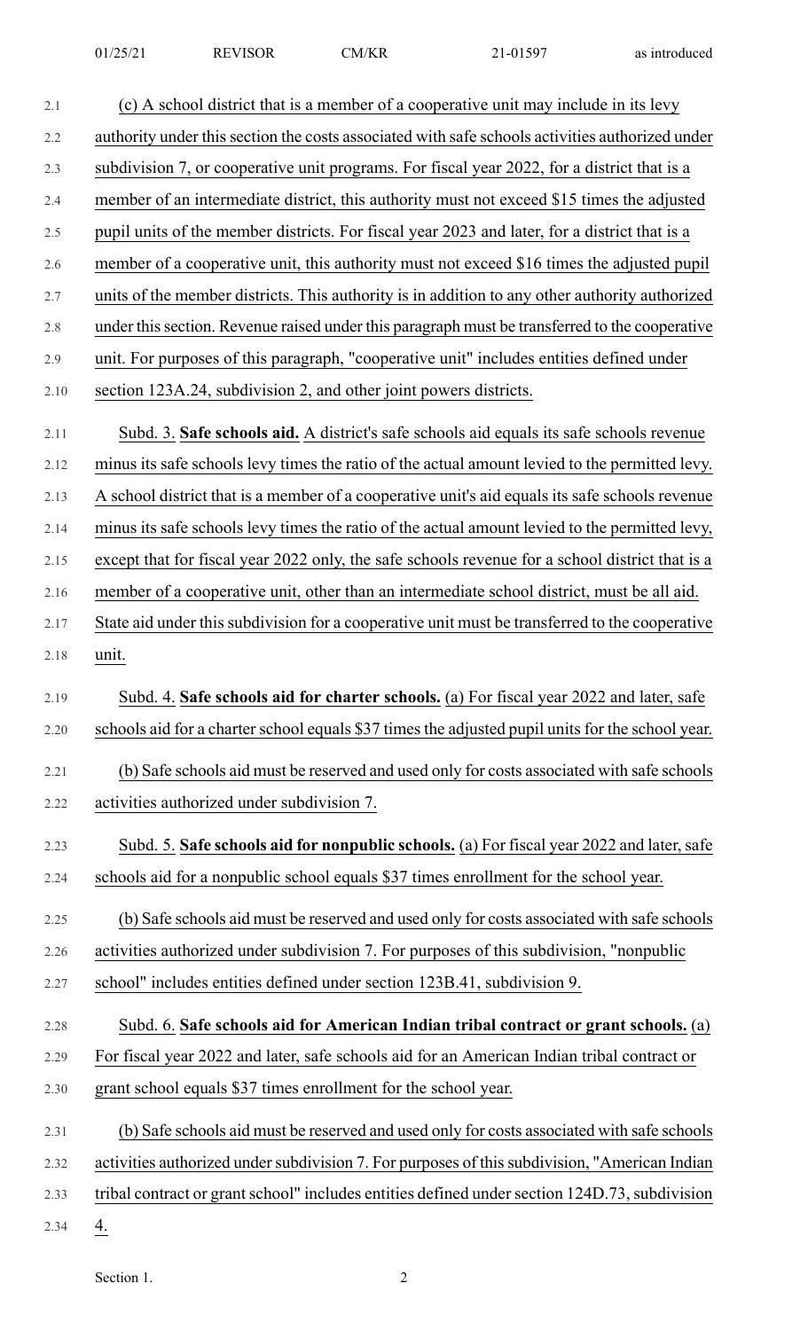(c) A school district that is a member of a cooperative unit may include in its levy authority under this section the costs associated with safe schools activities authorized under subdivision 7, or cooperative unit programs. For fiscal year 2022, for a district that is a member of an intermediate district, this authority must not exceed $15 times the adjusted pupil units of the member districts. For fiscal year 2023 and later, for a district that is a member of a cooperative unit, this authority must not exceed $16 times the adjusted pupil units of the member districts. This authority is in addition to any other authority authorized under this section. Revenue raised under this paragraph must be transferred to the cooperative unit. For purposes of this paragraph, "cooperative unit" includes entities defined under section 123A.24, subdivision 2, and other joint powers districts.

Subd. 3. **Safe schools aid.** A district's safe schools aid equals its safe schools revenue minus its safe schools levy times the ratio of the actual amount levied to the permitted levy. A school district that is a member of a cooperative unit's aid equals its safe schools revenue minus its safe schools levy times the ratio of the actual amount levied to the permitted levy, except that for fiscal year 2022 only, the safe schools revenue for a school district that is a member of a cooperative unit, other than an intermediate school district, must be all aid. State aid under this subdivision for a cooperative unit must be transferred to the cooperative unit.

Subd. 4. **Safe schools aid for charter schools.** (a) For fiscal year 2022 and later, safe schools aid for a charter school equals $37 times the adjusted pupil units for the school year.

(b) Safe schools aid must be reserved and used only for costs associated with safe schools activities authorized under subdivision 7.

Subd. 5. **Safe schools aid for nonpublic schools.** (a) For fiscal year 2022 and later, safe schools aid for a nonpublic school equals $37 times enrollment for the school year.

(b) Safe schools aid must be reserved and used only for costs associated with safe schools activities authorized under subdivision 7. For purposes of this subdivision, "nonpublic school" includes entities defined under section 123B.41, subdivision 9.

Subd. 6. **Safe schools aid for American Indian tribal contract or grant schools.** (a) For fiscal year 2022 and later, safe schools aid for an American Indian tribal contract or grant school equals $37 times enrollment for the school year.

(b) Safe schools aid must be reserved and used only for costs associated with safe schools activities authorized under subdivision 7. For purposes of this subdivision, "American Indian tribal contract or grant school" includes entities defined under section 124D.73, subdivision 4.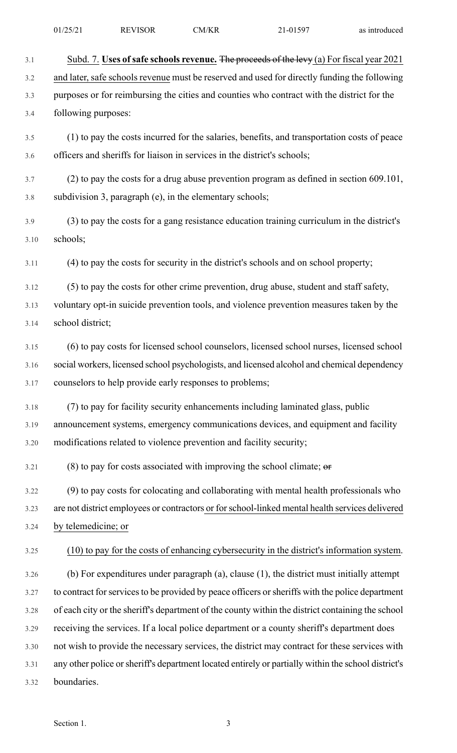Subd. 7. **Uses of safe schools revenue.** ~~The proceeds of the levy~~ (a) For fiscal year 2021 and later, safe schools revenue must be reserved and used for directly funding the following purposes or for reimbursing the cities and counties who contract with the district for the following purposes:

(1) to pay the costs incurred for the salaries, benefits, and transportation costs of peace officers and sheriffs for liaison in services in the district's schools;

(2) to pay the costs for a drug abuse prevention program as defined in section 609.101, subdivision 3, paragraph (e), in the elementary schools;

(3) to pay the costs for a gang resistance education training curriculum in the district's schools;

(4) to pay the costs for security in the district's schools and on school property;

(5) to pay the costs for other crime prevention, drug abuse, student and staff safety, voluntary opt-in suicide prevention tools, and violence prevention measures taken by the school district;

(6) to pay costs for licensed school counselors, licensed school nurses, licensed school social workers, licensed school psychologists, and licensed alcohol and chemical dependency counselors to help provide early responses to problems;

(7) to pay for facility security enhancements including laminated glass, public announcement systems, emergency communications devices, and equipment and facility modifications related to violence prevention and facility security;

(8) to pay for costs associated with improving the school climate; ~~or~~

(9) to pay costs for colocating and collaborating with mental health professionals who are not district employees or contractors or for school-linked mental health services delivered by telemedicine; or

(10) to pay for the costs of enhancing cybersecurity in the district's information system.

(b) For expenditures under paragraph (a), clause (1), the district must initially attempt to contract for services to be provided by peace officers or sheriffs with the police department of each city or the sheriff's department of the county within the district containing the school receiving the services. If a local police department or a county sheriff's department does not wish to provide the necessary services, the district may contract for these services with any other police or sheriff's department located entirely or partially within the school district's boundaries.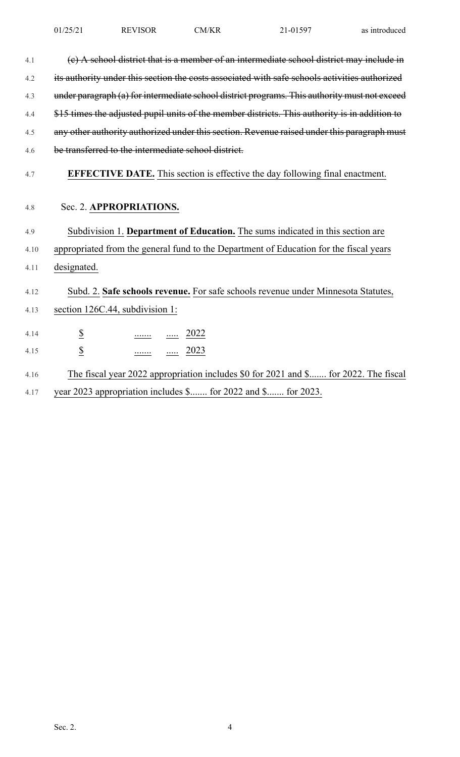~~(c) A school district that is a member of an intermediate school district may include in its authority under this section the costs associated with safe schools activities authorized under paragraph (a) for intermediate school district programs. This authority must not exceed $15 times the adjusted pupil units of the member districts. This authority is in addition to any other authority authorized under this section. Revenue raised under this paragraph must be transferred to the intermediate school district.~~

**EFFECTIVE DATE.** This section is effective the day following final enactment.

Sec. 2. **APPROPRIATIONS.**

Subdivision 1. **Department of Education.** The sums indicated in this section are appropriated from the general fund to the Department of Education for the fiscal years designated.

Subd. 2. **Safe schools revenue.** For safe schools revenue under Minnesota Statutes, section 126C.44, subdivision 1:

| | | | |
|---|---|---|---|
| $ | ....... | ..... | 2022 |
| $ | ....... | ..... | 2023 |

The fiscal year 2022 appropriation includes $0 for 2021 and $....... for 2022. The fiscal year 2023 appropriation includes $....... for 2022 and $....... for 2023.